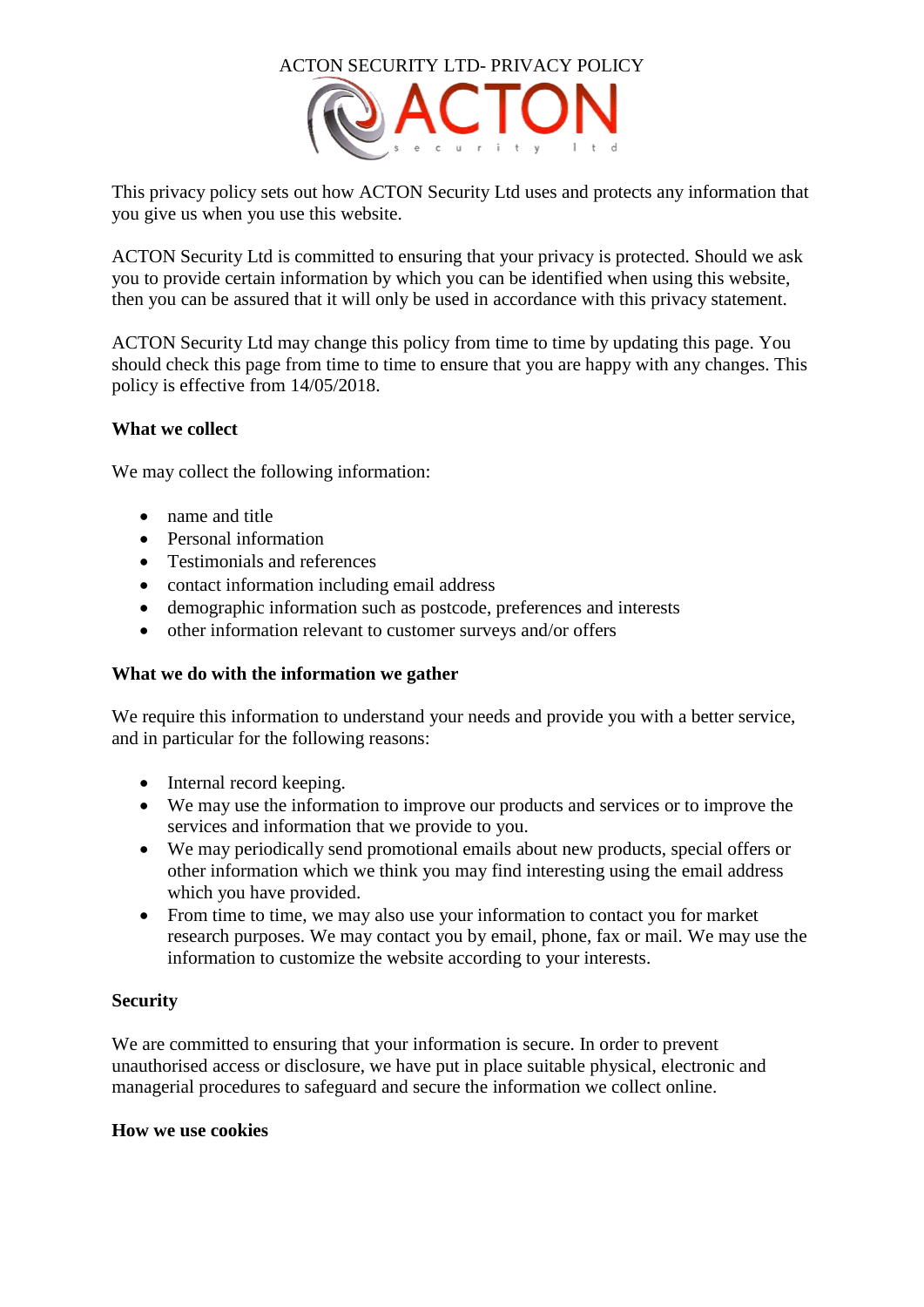# ACTON SECURITY LTD- PRIVACY POLICY

This privacy policy sets out how ACTON Security Ltd uses and protects any information that you give us when you use this website.

ACTON Security Ltd is committed to ensuring that your privacy is protected. Should we ask you to provide certain information by which you can be identified when using this website, then you can be assured that it will only be used in accordance with this privacy statement.

ACTON Security Ltd may change this policy from time to time by updating this page. You should check this page from time to time to ensure that you are happy with any changes. This policy is effective from 14/05/2018.

**What we collect**

We may collect the following information:

- name and title
- Personal information
- Testimonials and references
- contact information including email address
- demographic information such as postcode, preferences and interests
- other information relevant to customer surveys and/or offers

**What we do with the information we gather**

We require this information to understand your needs and provide you with a better service, and in particular for the following reasons:

- Internal record keeping.
- We may use the information to improve our products and services or to improve the services and information that we provide to you.
- We may periodically send promotional emails about new products, special offers or other information which we think you may find interesting using the email address which you have provided.
- From time to time, we may also use your information to contact you for market research purposes. We may contact you by email, phone, fax or mail. We may use the information to customize the website according to your interests.

**Security**

We are committed to ensuring that your information is secure. In order to prevent unauthorised access or disclosure, we have put in place suitable physical, electronic and managerial procedures to safeguard and secure the information we collect online.

**How we use cookies**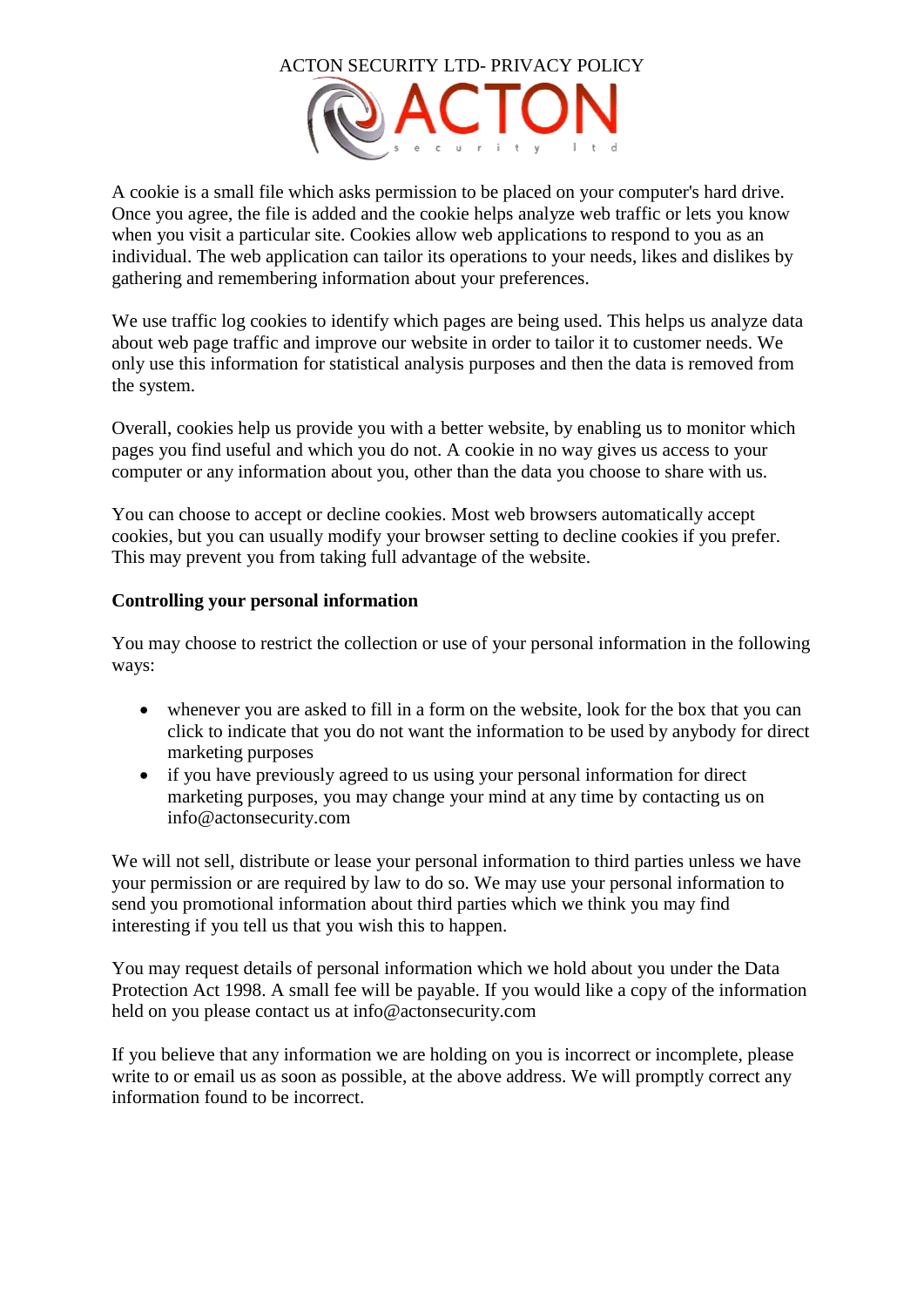ACTON SECURITY LTD- PRIVACY POLICY

A cookie is a small file which asks permission to be placed on your computer's hard drive. Once you agree, the file is added and the cookie helps analyze web traffic or lets you know when you visit a particular site. Cookies allow web applications to respond to you as an individual. The web application can tailor its operations to your needs, likes and dislikes by gathering and remembering information about your preferences.

We use traffic log cookies to identify which pages are being used. This helps us analyze data about web page traffic and improve our website in order to tailor it to customer needs. We only use this information for statistical analysis purposes and then the data is removed from the system.

Overall, cookies help us provide you with a better website, by enabling us to monitor which pages you find useful and which you do not. A cookie in no way gives us access to your computer or any information about you, other than the data you choose to share with us.

You can choose to accept or decline cookies. Most web browsers automatically accept cookies, but you can usually modify your browser setting to decline cookies if you prefer. This may prevent you from taking full advantage of the website.

**Controlling your personal information**

You may choose to restrict the collection or use of your personal information in the following ways:

- whenever you are asked to fill in a form on the website, look for the box that you can click to indicate that you do not want the information to be used by anybody for direct marketing purposes
- if you have previously agreed to us using your personal information for direct marketing purposes, you may change your mind at any time by contacting us on info@actonsecurity.com

We will not sell, distribute or lease your personal information to third parties unless we have your permission or are required by law to do so. We may use your personal information to send you promotional information about third parties which we think you may find interesting if you tell us that you wish this to happen.

You may request details of personal information which we hold about you under the Data Protection Act 1998. A small fee will be payable. If you would like a copy of the information held on you please contact us at info@actonsecurity.com

If you believe that any information we are holding on you is incorrect or incomplete, please write to or email us as soon as possible, at the above address. We will promptly correct any information found to be incorrect.